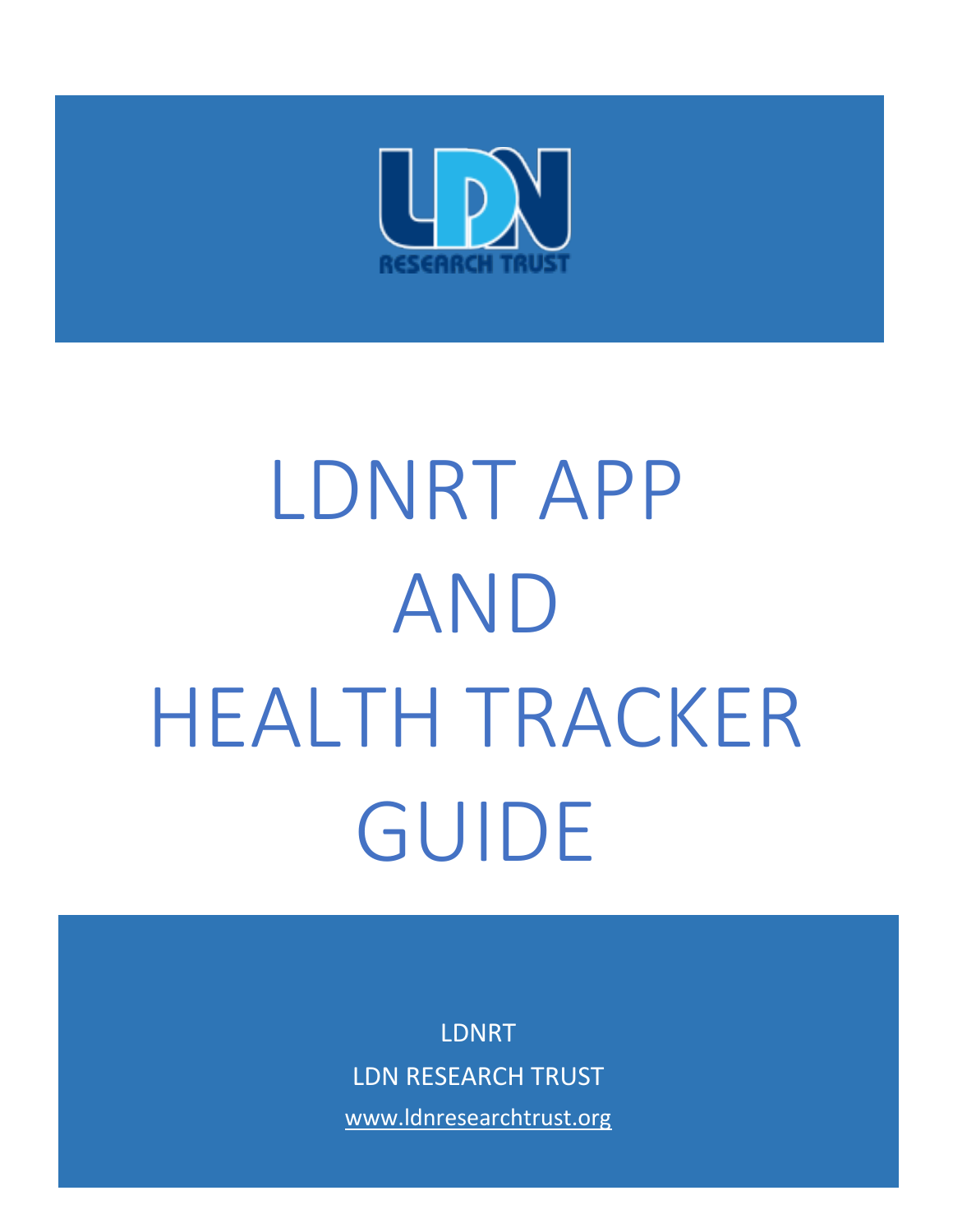# LDNRT APP AND HEALTH TRACKER GUIDE

LDNRT

LDN RESEARCH TRUST

www.ldnresearchtrust.org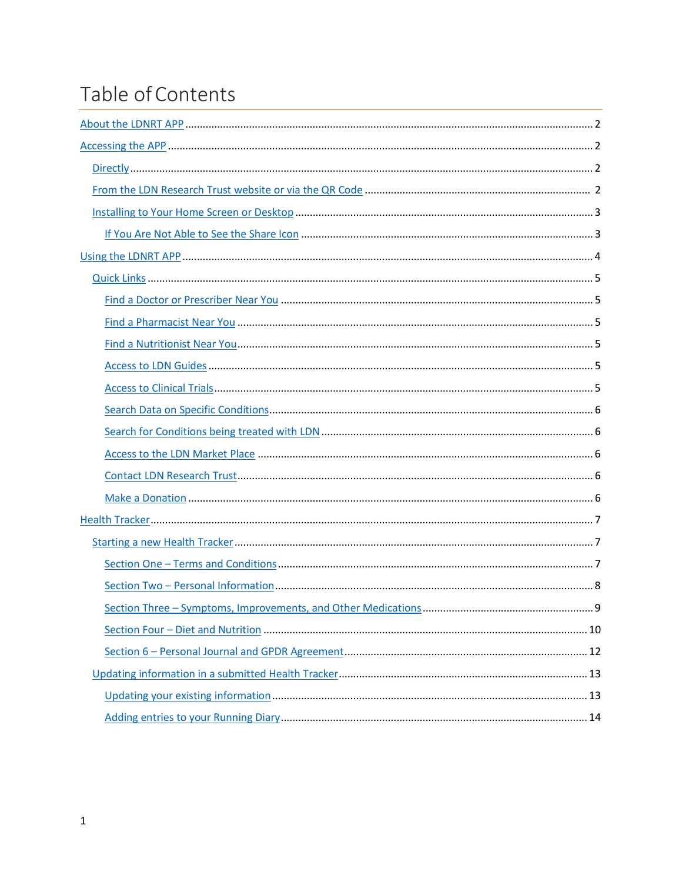# Table of Contents

- About the LDNRT APP ........ 2
- Accessing the APP ........ 2
  - Directly ........ 2
  - From the LDN Research Trust website or via the QR Code ........ 2
  - Installing to Your Home Screen or Desktop ........ 3
    - If You Are Not Able to See the Share Icon ........ 3
- Using the LDNRT APP ........ 4
  - Quick Links ........ 5
    - Find a Doctor or Prescriber Near You ........ 5
    - Find a Pharmacist Near You ........ 5
    - Find a Nutritionist Near You ........ 5
    - Access to LDN Guides ........ 5
    - Access to Clinical Trials ........ 5
    - Search Data on Specific Conditions ........ 6
    - Search for Conditions being treated with LDN ........ 6
    - Access to the LDN Market Place ........ 6
    - Contact LDN Research Trust ........ 6
    - Make a Donation ........ 6
- Health Tracker ........ 7
  - Starting a new Health Tracker ........ 7
    - Section One – Terms and Conditions ........ 7
    - Section Two – Personal Information ........ 8
    - Section Three – Symptoms, Improvements, and Other Medications ........ 9
    - Section Four – Diet and Nutrition ........ 10
    - Section 6 – Personal Journal and GPDR Agreement ........ 12
  - Updating information in a submitted Health Tracker ........ 13
    - Updating your existing information ........ 13
    - Adding entries to your Running Diary ........ 14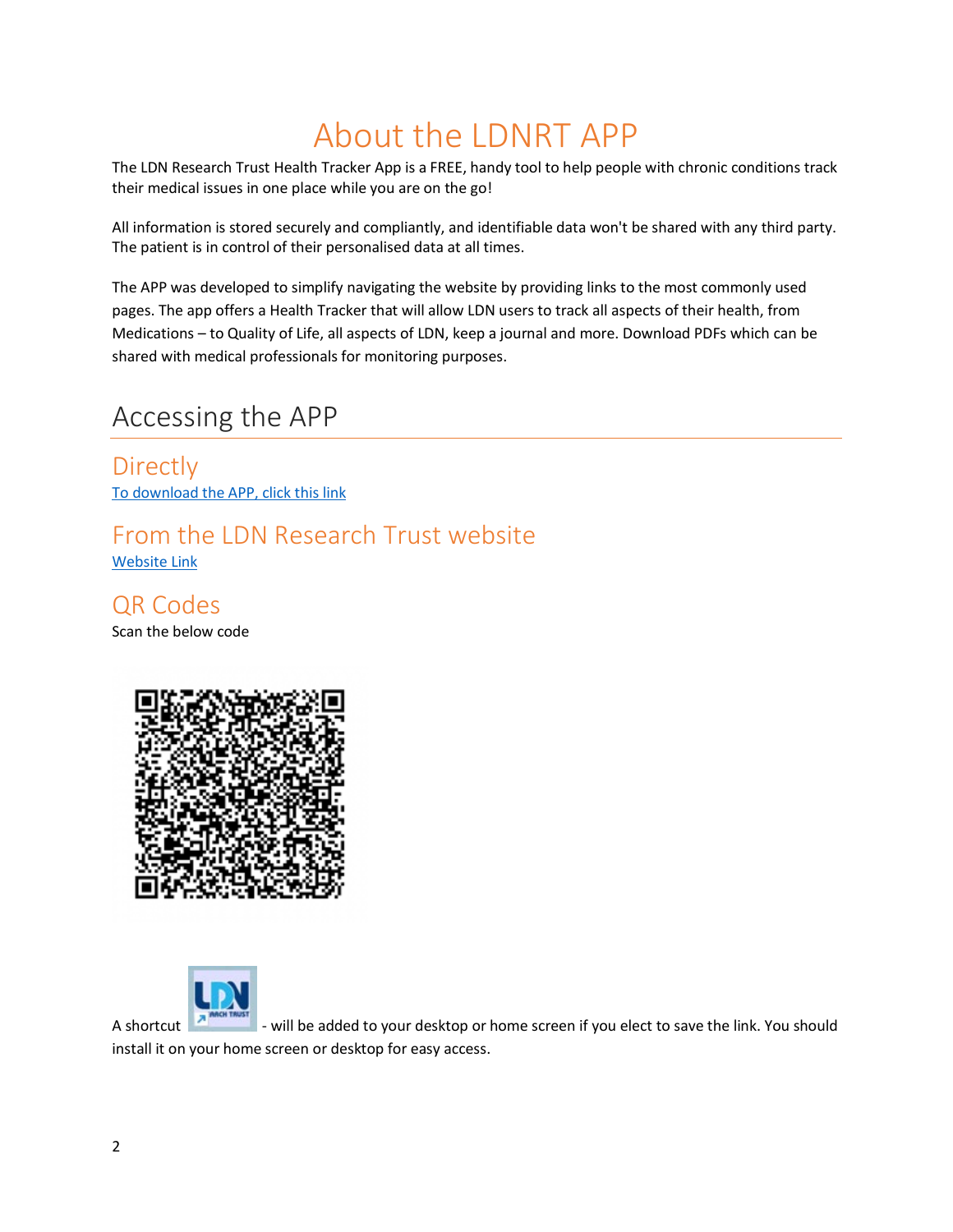# About the LDNRT APP

The LDN Research Trust Health Tracker App is a FREE, handy tool to help people with chronic conditions track their medical issues in one place while you are on the go!

All information is stored securely and compliantly, and identifiable data won't be shared with any third party. The patient is in control of their personalised data at all times.

The APP was developed to simplify navigating the website by providing links to the most commonly used pages. The app offers a Health Tracker that will allow LDN users to track all aspects of their health, from Medications – to Quality of Life, all aspects of LDN, keep a journal and more. Download PDFs which can be shared with medical professionals for monitoring purposes.

## Accessing the APP

### Directly

To download the APP, click this link

### From the LDN Research Trust website

Website Link

### QR Codes

Scan the below code

A shortcut - will be added to your desktop or home screen if you elect to save the link. You should install it on your home screen or desktop for easy access.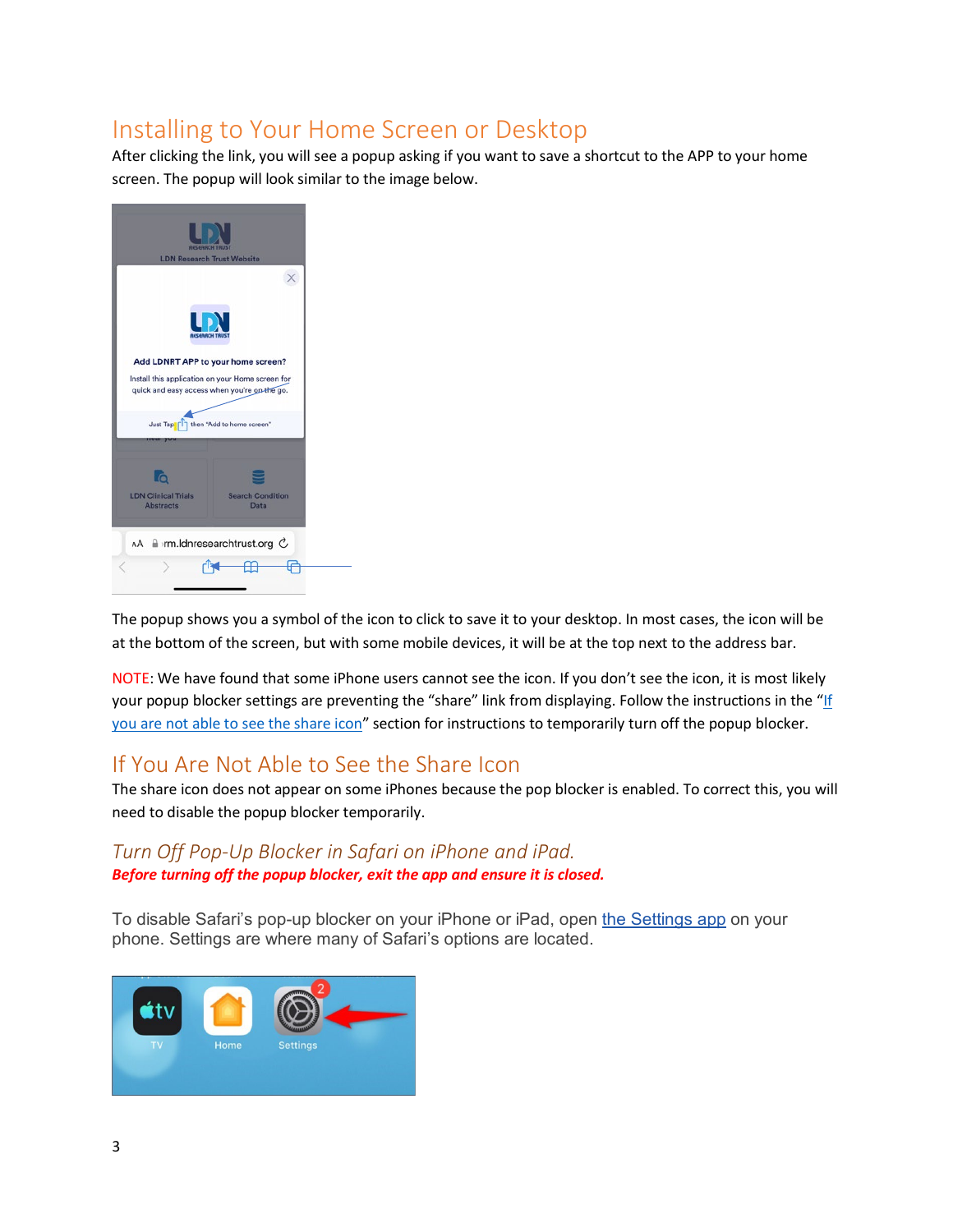## Installing to Your Home Screen or Desktop

After clicking the link, you will see a popup asking if you want to save a shortcut to the APP to your home screen. The popup will look similar to the image below.

The popup shows you a symbol of the icon to click to save it to your desktop. In most cases, the icon will be at the bottom of the screen, but with some mobile devices, it will be at the top next to the address bar.

NOTE: We have found that some iPhone users cannot see the icon. If you don't see the icon, it is most likely your popup blocker settings are preventing the "share" link from displaying. Follow the instructions in the "If you are not able to see the share icon" section for instructions to temporarily turn off the popup blocker.

## If You Are Not Able to See the Share Icon

The share icon does not appear on some iPhones because the pop blocker is enabled. To correct this, you will need to disable the popup blocker temporarily.

### *Turn Off Pop-Up Blocker in Safari on iPhone and iPad.*

***Before turning off the popup blocker, exit the app and ensure it is closed.***

To disable Safari's pop-up blocker on your iPhone or iPad, open the Settings app on your phone. Settings are where many of Safari's options are located.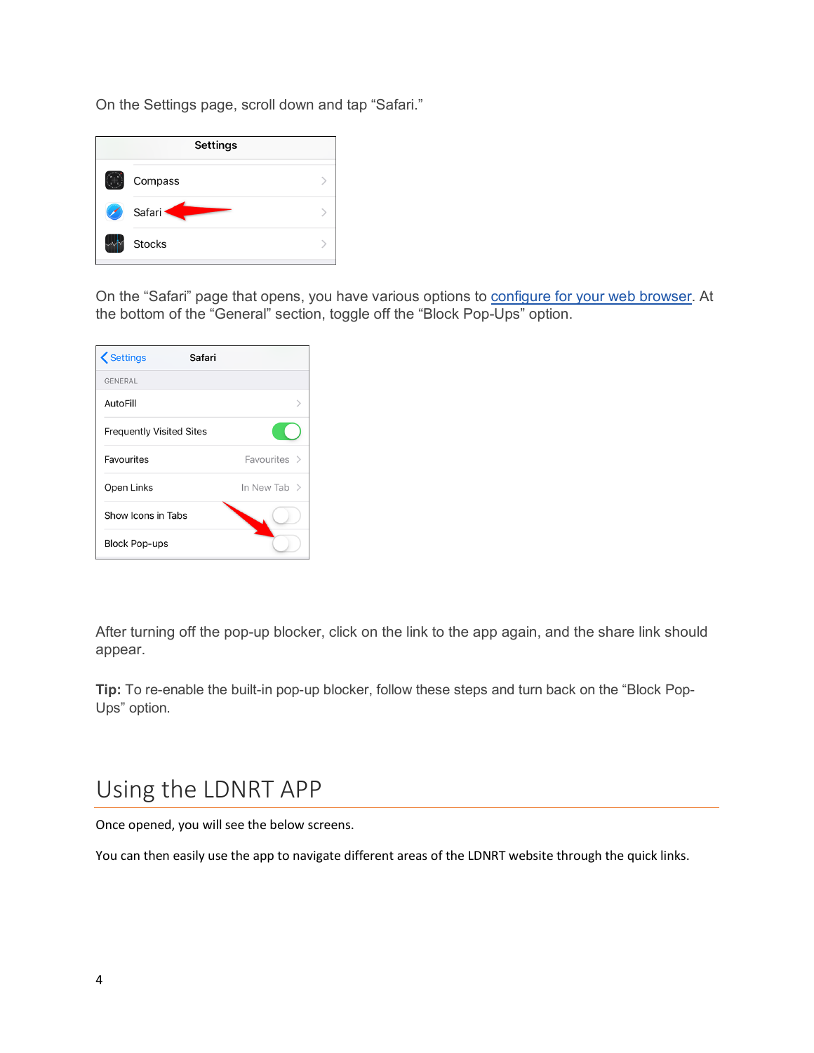On the Settings page, scroll down and tap "Safari."

On the "Safari" page that opens, you have various options to [configure for your web browser](). At the bottom of the "General" section, toggle off the "Block Pop-Ups" option.

After turning off the pop-up blocker, click on the link to the app again, and the share link should appear.

**Tip:** To re-enable the built-in pop-up blocker, follow these steps and turn back on the "Block Pop-Ups" option.

# Using the LDNRT APP

Once opened, you will see the below screens.

You can then easily use the app to navigate different areas of the LDNRT website through the quick links.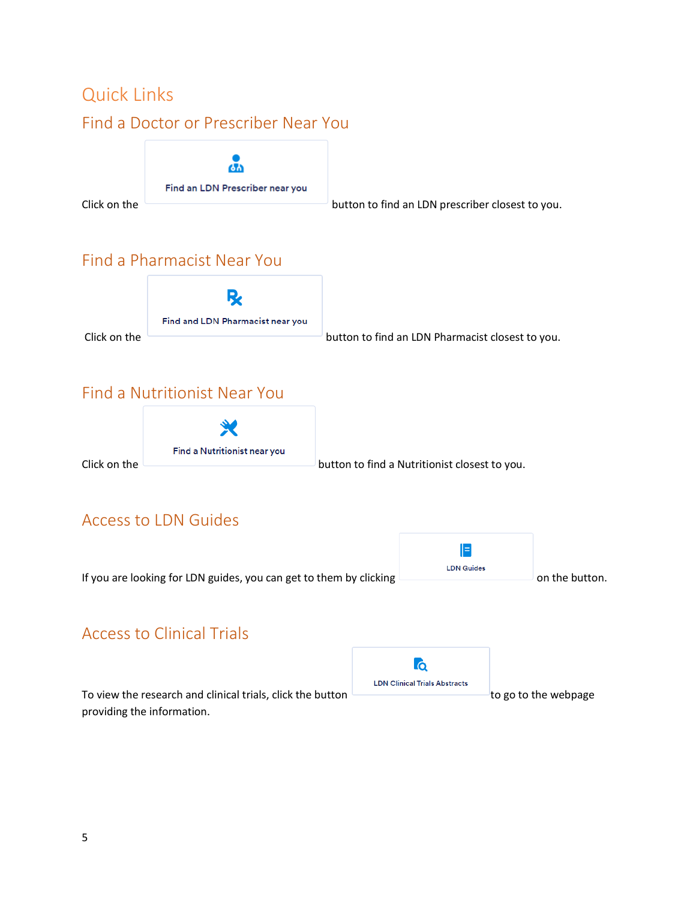# Quick Links

## Find a Doctor or Prescriber Near You

Click on the **Find an LDN Prescriber near you** button to find an LDN prescriber closest to you.

## Find a Pharmacist Near You

Click on the **Find and LDN Pharmacist near you** button to find an LDN Pharmacist closest to you.

## Find a Nutritionist Near You

Click on the **Find a Nutritionist near you** button to find a Nutritionist closest to you.

## Access to LDN Guides

If you are looking for LDN guides, you can get to them by clicking **LDN Guides** on the button.

## Access to Clinical Trials

To view the research and clinical trials, click the button **LDN Clinical Trials Abstracts** to go to the webpage providing the information.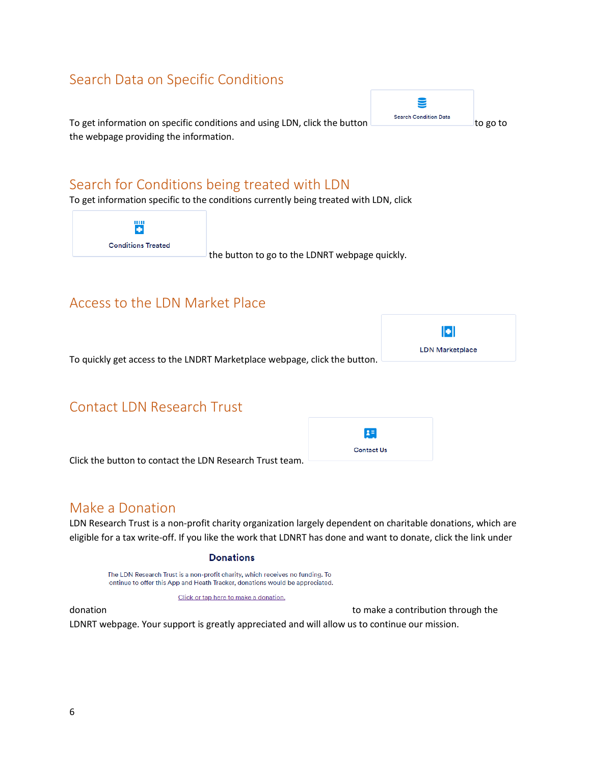## Search Data on Specific Conditions

To get information on specific conditions and using LDN, click the button Search Condition Data to go to the webpage providing the information.

## Search for Conditions being treated with LDN

To get information specific to the conditions currently being treated with LDN, click

Conditions Treated

the button to go to the LDNRT webpage quickly.

## Access to the LDN Market Place

To quickly get access to the LNDRT Marketplace webpage, click the button. LDN Marketplace

## Contact LDN Research Trust

Click the button to contact the LDN Research Trust team. Contact Us

## Make a Donation

LDN Research Trust is a non-profit charity organization largely dependent on charitable donations, which are eligible for a tax write-off. If you like the work that LDNRT has done and want to donate, click the link under

**Donations**

The LDN Research Trust is a non-profit charity, which receives no funding. To ontinue to offer this App and Heath Tracker, donations would be appreciated.

Click or tap here to make a donation.

donation to make a contribution through the LDNRT webpage. Your support is greatly appreciated and will allow us to continue our mission.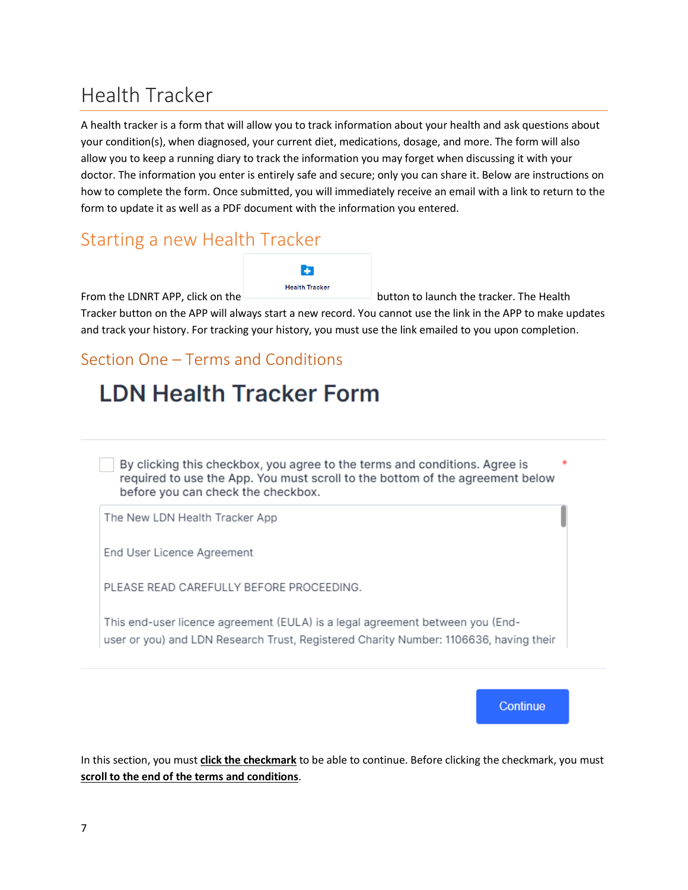# Health Tracker

A health tracker is a form that will allow you to track information about your health and ask questions about your condition(s), when diagnosed, your current diet, medications, dosage, and more. The form will also allow you to keep a running diary to track the information you may forget when discussing it with your doctor. The information you enter is entirely safe and secure; only you can share it. Below are instructions on how to complete the form. Once submitted, you will immediately receive an email with a link to return to the form to update it as well as a PDF document with the information you entered.

## Starting a new Health Tracker

From the LDNRT APP, click on the Health Tracker button to launch the tracker. The Health Tracker button on the APP will always start a new record. You cannot use the link in the APP to make updates and track your history. For tracking your history, you must use the link emailed to you upon completion.

### Section One – Terms and Conditions

**LDN Health Tracker Form**

☐ By clicking this checkbox, you agree to the terms and conditions. Agree is required to use the App. You must scroll to the bottom of the agreement below before you can check the checkbox. *

The New LDN Health Tracker App

End User Licence Agreement

PLEASE READ CAREFULLY BEFORE PROCEEDING.

This end-user licence agreement (EULA) is a legal agreement between you (End-user or you) and LDN Research Trust, Registered Charity Number: 1106636, having their

Continue

In this section, you must **click the checkmark** to be able to continue. Before clicking the checkmark, you must **scroll to the end of the terms and conditions**.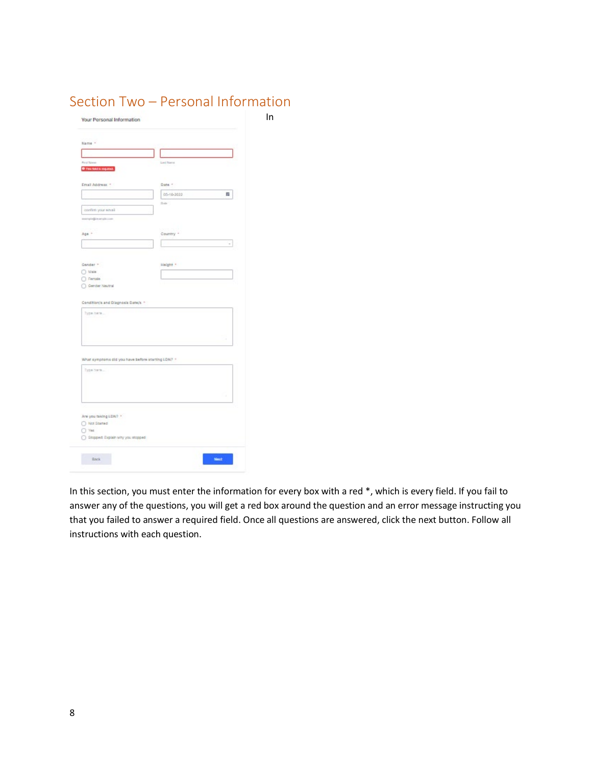## Section Two – Personal Information

In

In this section, you must enter the information for every box with a red *, which is every field. If you fail to answer any of the questions, you will get a red box around the question and an error message instructing you that you failed to answer a required field. Once all questions are answered, click the next button. Follow all instructions with each question.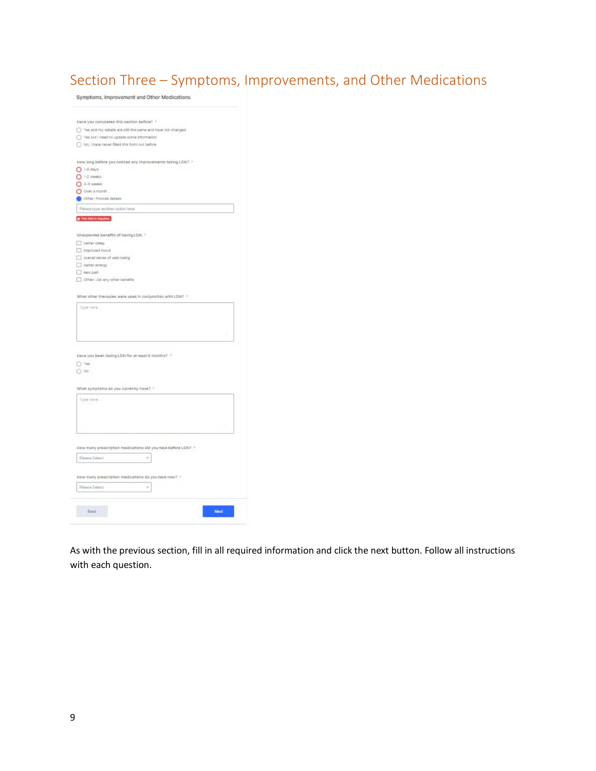## Section Three – Symptoms, Improvements, and Other Medications

**Symptoms, Improvement and Other Medications**

Have you completed this section before? *

- Yes and my details are still the same and have not changed
- Yes but I need to update some information
- No, I have never filled this form out before

How long before you noticed any improvements taking LDN? *

- 1-6 days
- 1-2 weeks
- 3-4 weeks
- Over a month
- Other: Provide details

Please type another option here

This field is required.

Unexpected benefits of taking LDN *

- better sleep
- improved mood
- overall sense of well-being
- better energy
- less pain
- Other: List any other benefits

What other therapies were used in conjunction with LDN? *

Type here...

Have you been taking LDN for at least 6 months? *

- Yes
- No

What symptoms do you currently have? *

Type here...

How many prescription medications did you take before LDN? *

Please Select

How many prescription medications do you take now? *

Please Select

Back | Next

As with the previous section, fill in all required information and click the next button. Follow all instructions with each question.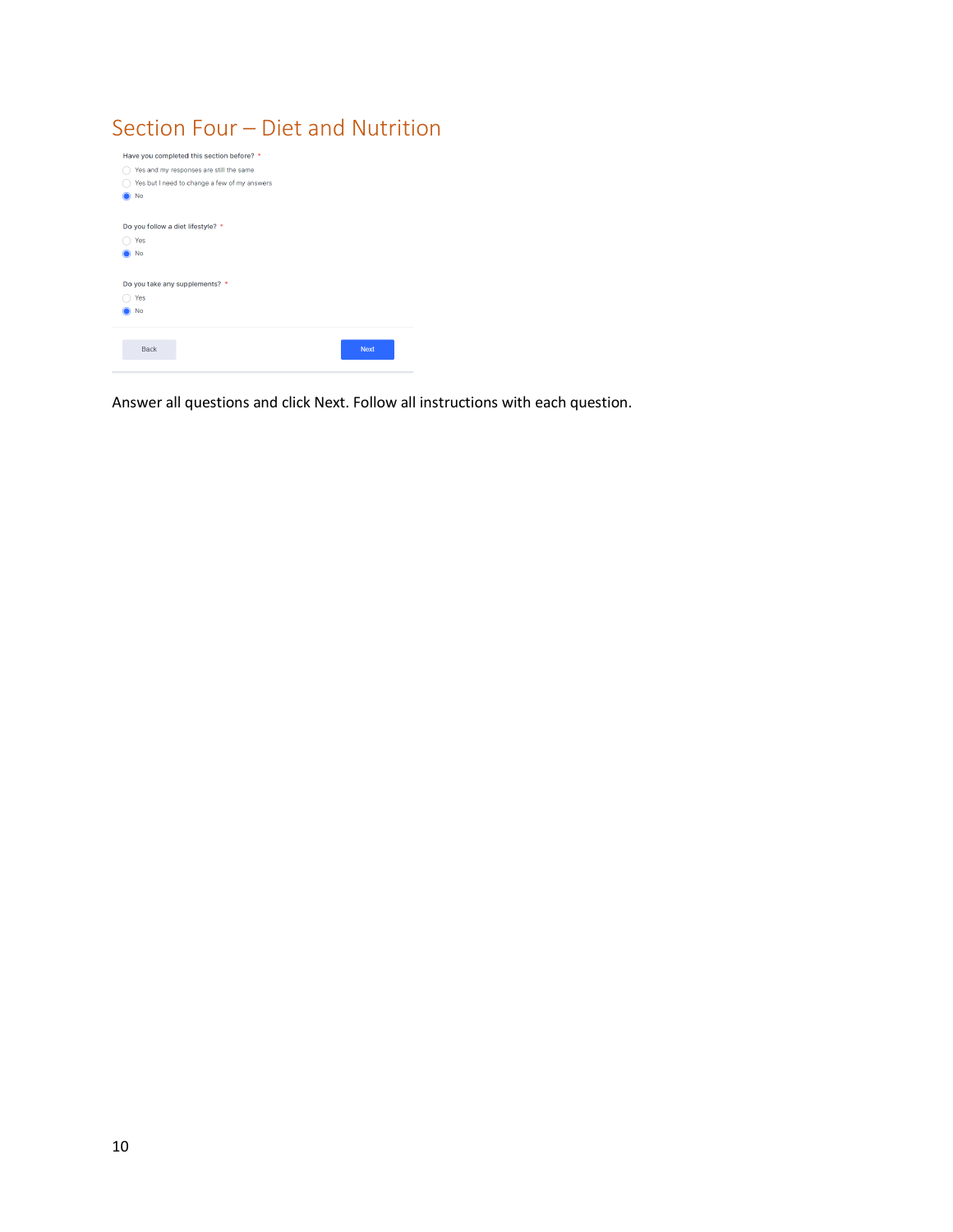## Section Four – Diet and Nutrition

Have you completed this section before? *

- ○ Yes and my responses are still the same
- ○ Yes but I need to change a few of my answers
- ◉ No

Do you follow a diet lifestyle? *

- ○ Yes
- ◉ No

Do you take any supplements? *

- ○ Yes
- ◉ No

Back | Next

Answer all questions and click Next. Follow all instructions with each question.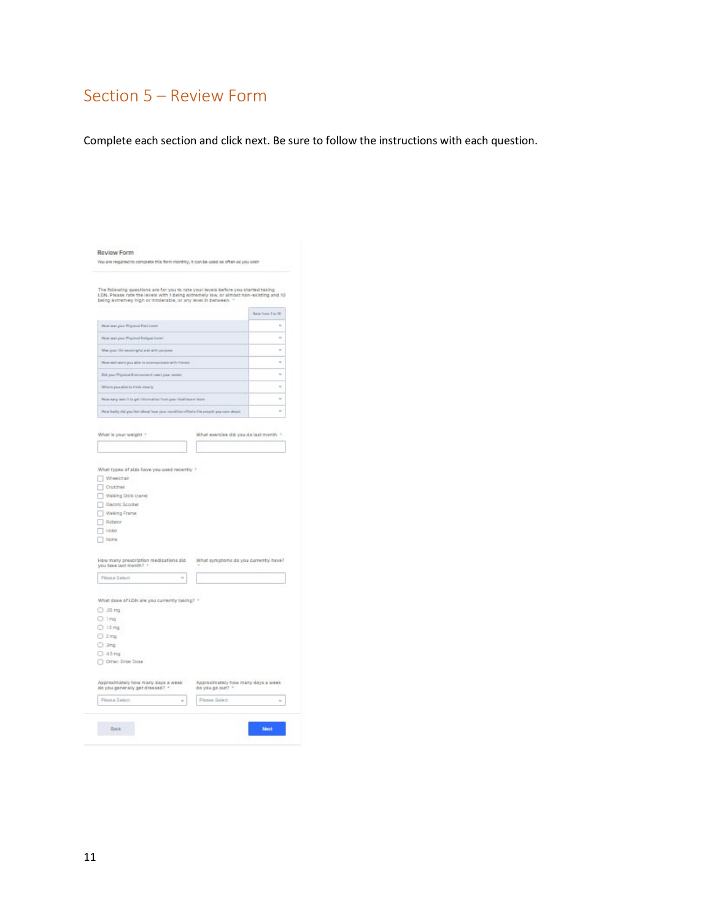## Section 5 – Review Form

Complete each section and click next. Be sure to follow the instructions with each question.

**Review Form**

You are required to complete this form monthly, it can be used as often as you wish

The following questions are for you to rate your levels before you started taking LDN. Please rate the levels with 1 being extremely low, or almost non-existing and 10 being extremely high or intolerable, or any level in between. *

| | Rate from 1 to 10 |
|---|---|
| How was your Physical Pain Level | |
| How was your Physical Fatigue Level | |
| Was your life meaningful and with purpose | |
| How well were you able to communicate with friends | |
| Did your Physical Environment meet your needs | |
| Were you able to think clearly | |
| How easy was it to get information from your healthcare team | |
| How badly did you feel about how your condition affects the people you care about | |

What is your weight *

What exercise did you do last month *

What types of aids have you used recently *

- [ ] Wheelchair
- [ ] Crutches
- [ ] Walking Stick (cane)
- [ ] Electric Scooter
- [ ] Walking Frame
- [ ] Rollator
- [ ] Hoist
- [ ] None

How many prescription medications did you take last month? *

Please Select

What symptoms do you currently have? *

What dose of LDN are you currently taking? *

- .05 mg
- 1 mg
- 1.5 mg
- 2 mg
- 3mg
- 4.5 mg
- Other: Enter Dose

Approximately how many days a week do you generally get dressed? *

Please Select

Approximately how many days a week do you go out? *

Please Select

Back

Next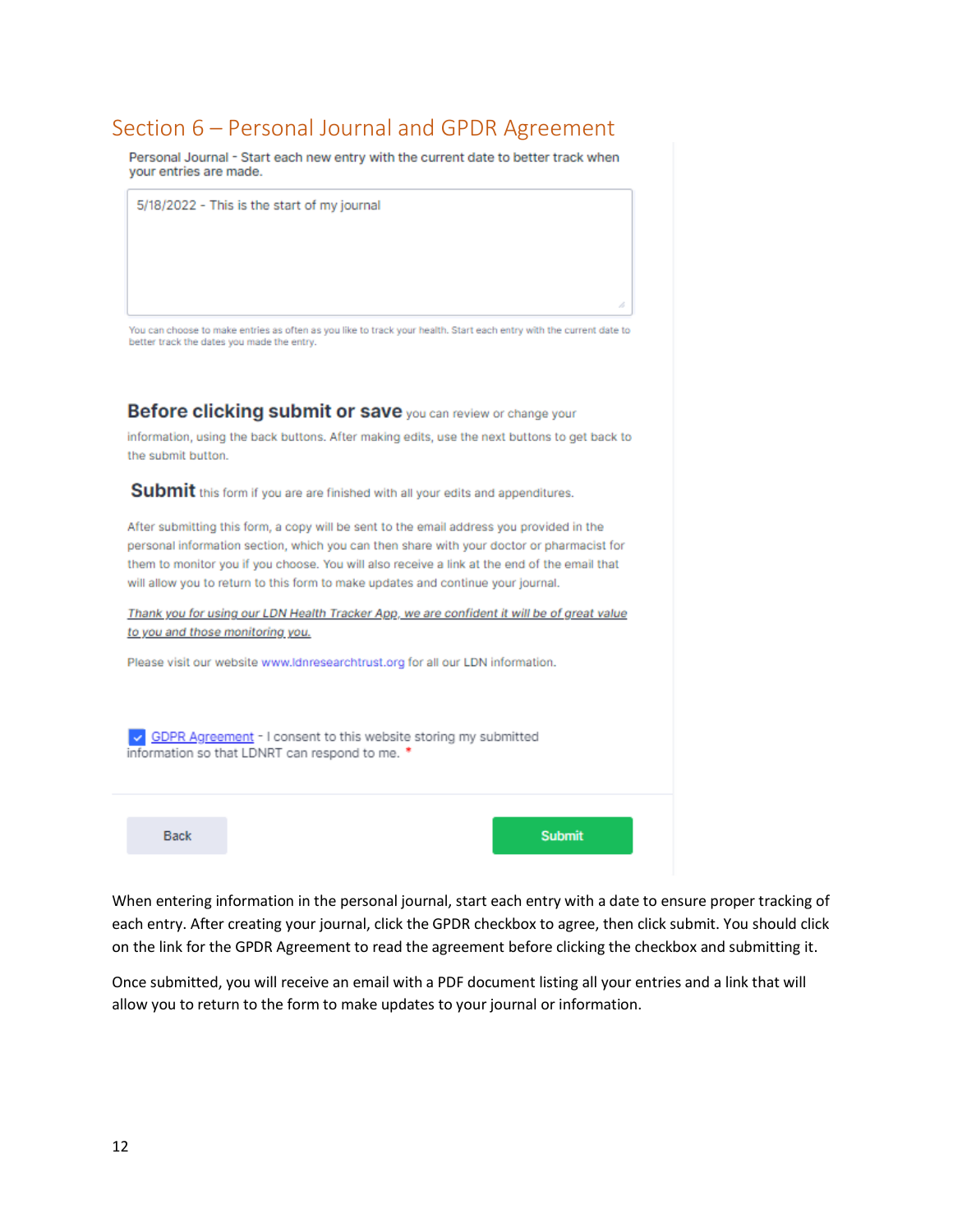## Section 6 – Personal Journal and GPDR Agreement

Personal Journal - Start each new entry with the current date to better track when your entries are made.

5/18/2022 - This is the start of my journal

You can choose to make entries as often as you like to track your health. Start each entry with the current date to better track the dates you made the entry.

**Before clicking submit or save** you can review or change your information, using the back buttons. After making edits, use the next buttons to get back to the submit button.

**Submit** this form if you are are finished with all your edits and appenditures.

After submitting this form, a copy will be sent to the email address you provided in the personal information section, which you can then share with your doctor or pharmacist for them to monitor you if you choose. You will also receive a link at the end of the email that will allow you to return to this form to make updates and continue your journal.

*Thank you for using our LDN Health Tracker App, we are confident it will be of great value to you and those monitoring you.*

Please visit our website www.ldnresearchtrust.org for all our LDN information.

☑ GDPR Agreement - I consent to this website storing my submitted information so that LDNRT can respond to me. *

Back | Submit

When entering information in the personal journal, start each entry with a date to ensure proper tracking of each entry. After creating your journal, click the GPDR checkbox to agree, then click submit. You should click on the link for the GPDR Agreement to read the agreement before clicking the checkbox and submitting it.

Once submitted, you will receive an email with a PDF document listing all your entries and a link that will allow you to return to the form to make updates to your journal or information.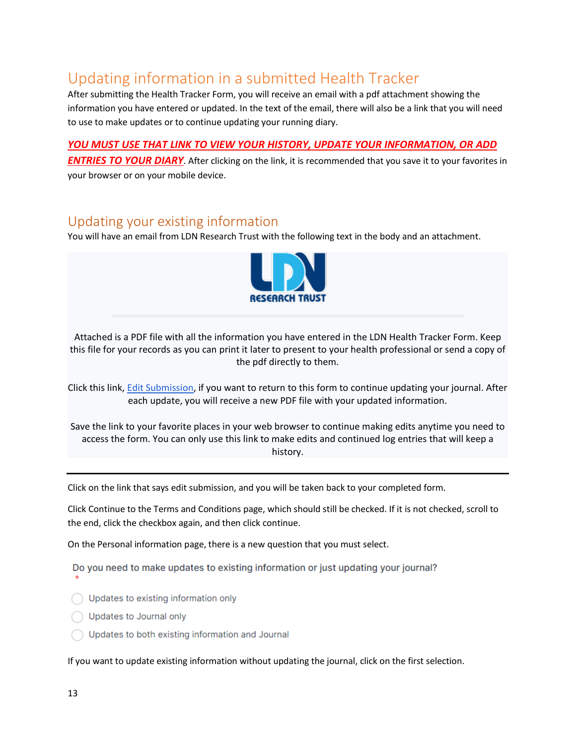## Updating information in a submitted Health Tracker

After submitting the Health Tracker Form, you will receive an email with a pdf attachment showing the information you have entered or updated. In the text of the email, there will also be a link that you will need to use to make updates or to continue updating your running diary.

***YOU MUST USE THAT LINK TO VIEW YOUR HISTORY, UPDATE YOUR INFORMATION, OR ADD ENTRIES TO YOUR DIARY***. After clicking on the link, it is recommended that you save it to your favorites in your browser or on your mobile device.

## Updating your existing information

You will have an email from LDN Research Trust with the following text in the body and an attachment.

LDN RESEARCH TRUST

Attached is a PDF file with all the information you have entered in the LDN Health Tracker Form. Keep this file for your records as you can print it later to present to your health professional or send a copy of the pdf directly to them.

Click this link, Edit Submission, if you want to return to this form to continue updating your journal. After each update, you will receive a new PDF file with your updated information.

Save the link to your favorite places in your web browser to continue making edits anytime you need to access the form. You can only use this link to make edits and continued log entries that will keep a history.

---

Click on the link that says edit submission, and you will be taken back to your completed form.

Click Continue to the Terms and Conditions page, which should still be checked. If it is not checked, scroll to the end, click the checkbox again, and then click continue.

On the Personal information page, there is a new question that you must select.

Do you need to make updates to existing information or just updating your journal? *

- Updates to existing information only
- Updates to Journal only
- Updates to both existing information and Journal

If you want to update existing information without updating the journal, click on the first selection.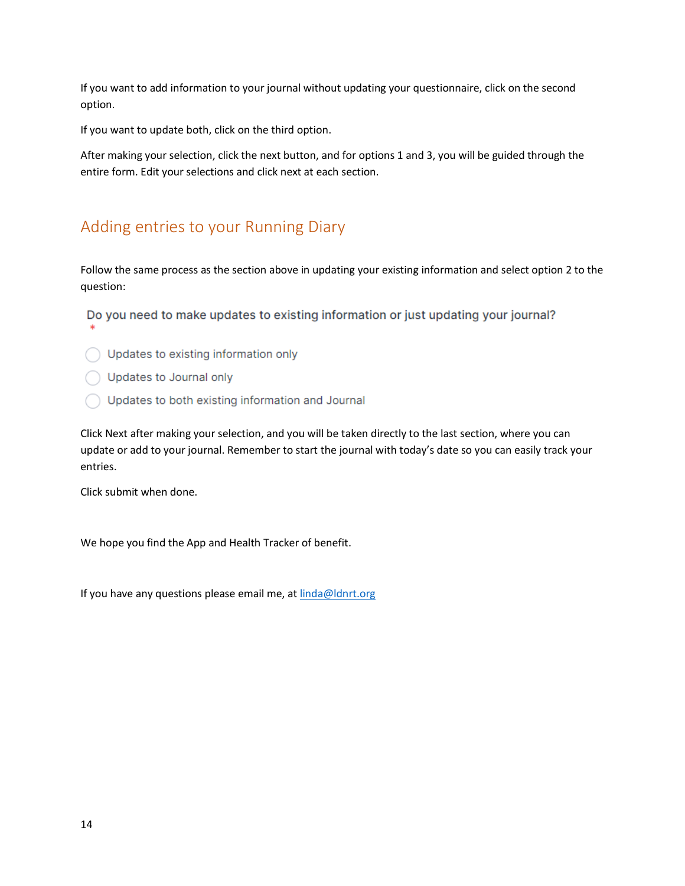If you want to add information to your journal without updating your questionnaire, click on the second option.

If you want to update both, click on the third option.

After making your selection, click the next button, and for options 1 and 3, you will be guided through the entire form. Edit your selections and click next at each section.

## Adding entries to your Running Diary

Follow the same process as the section above in updating your existing information and select option 2 to the question:

Do you need to make updates to existing information or just updating your journal? *

- Updates to existing information only
- Updates to Journal only
- Updates to both existing information and Journal

Click Next after making your selection, and you will be taken directly to the last section, where you can update or add to your journal. Remember to start the journal with today's date so you can easily track your entries.

Click submit when done.

We hope you find the App and Health Tracker of benefit.

If you have any questions please email me, at [linda@ldnrt.org](mailto:linda@ldnrt.org)